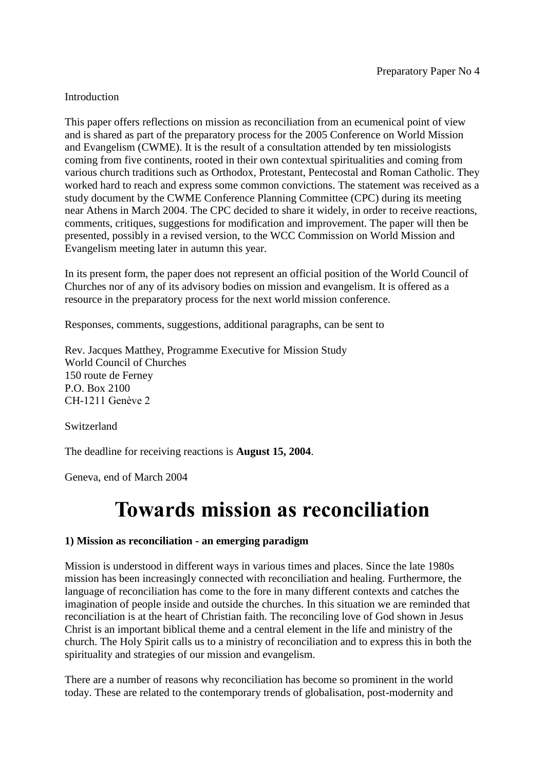Preparatory Paper No 4

Introduction

This paper offers reflections on mission as reconciliation from an ecumenical point of view and is shared as part of the preparatory process for the 2005 Conference on World Mission and Evangelism (CWME). It is the result of a consultation attended by ten missiologists coming from five continents, rooted in their own contextual spiritualities and coming from various church traditions such as Orthodox, Protestant, Pentecostal and Roman Catholic. They worked hard to reach and express some common convictions. The statement was received as a study document by the CWME Conference Planning Committee (CPC) during its meeting near Athens in March 2004. The CPC decided to share it widely, in order to receive reactions, comments, critiques, suggestions for modification and improvement. The paper will then be presented, possibly in a revised version, to the WCC Commission on World Mission and Evangelism meeting later in autumn this year.

In its present form, the paper does not represent an official position of the World Council of Churches nor of any of its advisory bodies on mission and evangelism. It is offered as a resource in the preparatory process for the next world mission conference.

Responses, comments, suggestions, additional paragraphs, can be sent to

Rev. Jacques Matthey, Programme Executive for Mission Study
World Council of Churches
150 route de Ferney
P.O. Box 2100
CH-1211 Genève 2

Switzerland

The deadline for receiving reactions is **August 15, 2004**.

Geneva, end of March 2004

# Towards mission as reconciliation

### 1) Mission as reconciliation - an emerging paradigm

Mission is understood in different ways in various times and places. Since the late 1980s mission has been increasingly connected with reconciliation and healing. Furthermore, the language of reconciliation has come to the fore in many different contexts and catches the imagination of people inside and outside the churches. In this situation we are reminded that reconciliation is at the heart of Christian faith. The reconciling love of God shown in Jesus Christ is an important biblical theme and a central element in the life and ministry of the church. The Holy Spirit calls us to a ministry of reconciliation and to express this in both the spirituality and strategies of our mission and evangelism.

There are a number of reasons why reconciliation has become so prominent in the world today. These are related to the contemporary trends of globalisation, post-modernity and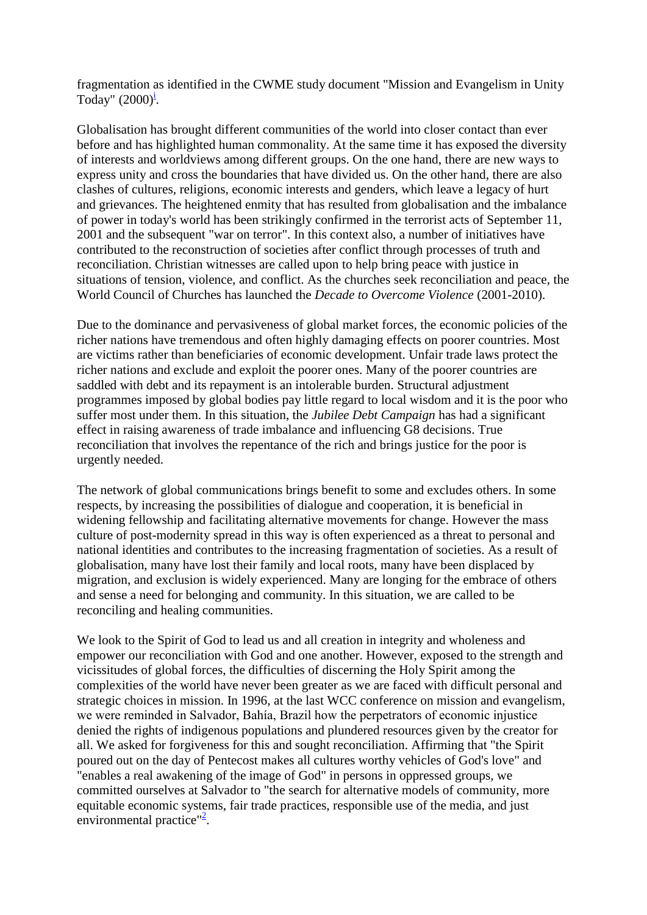fragmentation as identified in the CWME study document "Mission and Evangelism in Unity Today" (2000)[i].

Globalisation has brought different communities of the world into closer contact than ever before and has highlighted human commonality. At the same time it has exposed the diversity of interests and worldviews among different groups. On the one hand, there are new ways to express unity and cross the boundaries that have divided us. On the other hand, there are also clashes of cultures, religions, economic interests and genders, which leave a legacy of hurt and grievances. The heightened enmity that has resulted from globalisation and the imbalance of power in today's world has been strikingly confirmed in the terrorist acts of September 11, 2001 and the subsequent "war on terror". In this context also, a number of initiatives have contributed to the reconstruction of societies after conflict through processes of truth and reconciliation. Christian witnesses are called upon to help bring peace with justice in situations of tension, violence, and conflict. As the churches seek reconciliation and peace, the World Council of Churches has launched the *Decade to Overcome Violence* (2001-2010).

Due to the dominance and pervasiveness of global market forces, the economic policies of the richer nations have tremendous and often highly damaging effects on poorer countries. Most are victims rather than beneficiaries of economic development. Unfair trade laws protect the richer nations and exclude and exploit the poorer ones. Many of the poorer countries are saddled with debt and its repayment is an intolerable burden. Structural adjustment programmes imposed by global bodies pay little regard to local wisdom and it is the poor who suffer most under them. In this situation, the *Jubilee Debt Campaign* has had a significant effect in raising awareness of trade imbalance and influencing G8 decisions. True reconciliation that involves the repentance of the rich and brings justice for the poor is urgently needed.

The network of global communications brings benefit to some and excludes others. In some respects, by increasing the possibilities of dialogue and cooperation, it is beneficial in widening fellowship and facilitating alternative movements for change. However the mass culture of post-modernity spread in this way is often experienced as a threat to personal and national identities and contributes to the increasing fragmentation of societies. As a result of globalisation, many have lost their family and local roots, many have been displaced by migration, and exclusion is widely experienced. Many are longing for the embrace of others and sense a need for belonging and community. In this situation, we are called to be reconciling and healing communities.

We look to the Spirit of God to lead us and all creation in integrity and wholeness and empower our reconciliation with God and one another. However, exposed to the strength and vicissitudes of global forces, the difficulties of discerning the Holy Spirit among the complexities of the world have never been greater as we are faced with difficult personal and strategic choices in mission. In 1996, at the last WCC conference on mission and evangelism, we were reminded in Salvador, Bahía, Brazil how the perpetrators of economic injustice denied the rights of indigenous populations and plundered resources given by the creator for all. We asked for forgiveness for this and sought reconciliation. Affirming that "the Spirit poured out on the day of Pentecost makes all cultures worthy vehicles of God's love" and "enables a real awakening of the image of God" in persons in oppressed groups, we committed ourselves at Salvador to "the search for alternative models of community, more equitable economic systems, fair trade practices, responsible use of the media, and just environmental practice"[2].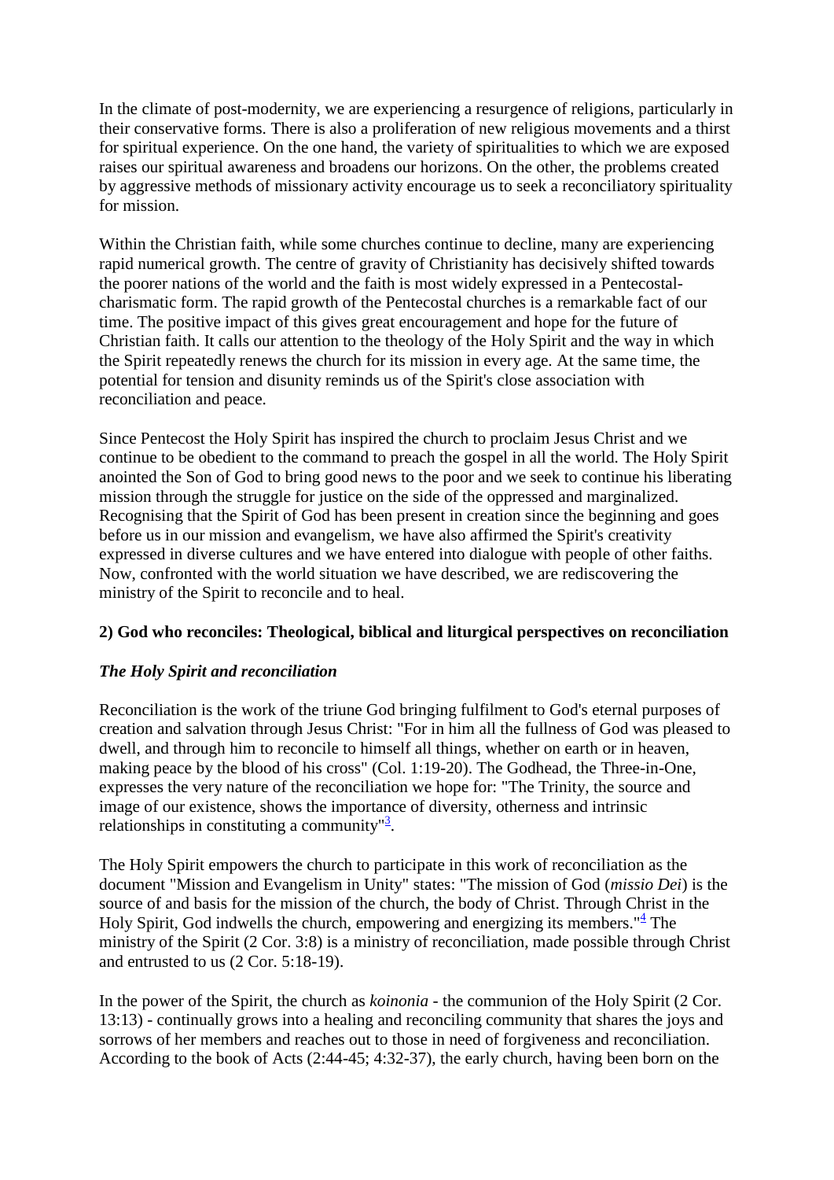In the climate of post-modernity, we are experiencing a resurgence of religions, particularly in their conservative forms. There is also a proliferation of new religious movements and a thirst for spiritual experience. On the one hand, the variety of spiritualities to which we are exposed raises our spiritual awareness and broadens our horizons. On the other, the problems created by aggressive methods of missionary activity encourage us to seek a reconciliatory spirituality for mission.

Within the Christian faith, while some churches continue to decline, many are experiencing rapid numerical growth. The centre of gravity of Christianity has decisively shifted towards the poorer nations of the world and the faith is most widely expressed in a Pentecostal-charismatic form. The rapid growth of the Pentecostal churches is a remarkable fact of our time. The positive impact of this gives great encouragement and hope for the future of Christian faith. It calls our attention to the theology of the Holy Spirit and the way in which the Spirit repeatedly renews the church for its mission in every age. At the same time, the potential for tension and disunity reminds us of the Spirit's close association with reconciliation and peace.

Since Pentecost the Holy Spirit has inspired the church to proclaim Jesus Christ and we continue to be obedient to the command to preach the gospel in all the world. The Holy Spirit anointed the Son of God to bring good news to the poor and we seek to continue his liberating mission through the struggle for justice on the side of the oppressed and marginalized. Recognising that the Spirit of God has been present in creation since the beginning and goes before us in our mission and evangelism, we have also affirmed the Spirit's creativity expressed in diverse cultures and we have entered into dialogue with people of other faiths. Now, confronted with the world situation we have described, we are rediscovering the ministry of the Spirit to reconcile and to heal.

## 2) God who reconciles: Theological, biblical and liturgical perspectives on reconciliation

### *The Holy Spirit and reconciliation*

Reconciliation is the work of the triune God bringing fulfilment to God's eternal purposes of creation and salvation through Jesus Christ: "For in him all the fullness of God was pleased to dwell, and through him to reconcile to himself all things, whether on earth or in heaven, making peace by the blood of his cross" (Col. 1:19-20). The Godhead, the Three-in-One, expresses the very nature of the reconciliation we hope for: "The Trinity, the source and image of our existence, shows the importance of diversity, otherness and intrinsic relationships in constituting a community"[3].

The Holy Spirit empowers the church to participate in this work of reconciliation as the document "Mission and Evangelism in Unity" states: "The mission of God (*missio Dei*) is the source of and basis for the mission of the church, the body of Christ. Through Christ in the Holy Spirit, God indwells the church, empowering and energizing its members."[4] The ministry of the Spirit (2 Cor. 3:8) is a ministry of reconciliation, made possible through Christ and entrusted to us (2 Cor. 5:18-19).

In the power of the Spirit, the church as *koinonia* - the communion of the Holy Spirit (2 Cor. 13:13) - continually grows into a healing and reconciling community that shares the joys and sorrows of her members and reaches out to those in need of forgiveness and reconciliation. According to the book of Acts (2:44-45; 4:32-37), the early church, having been born on the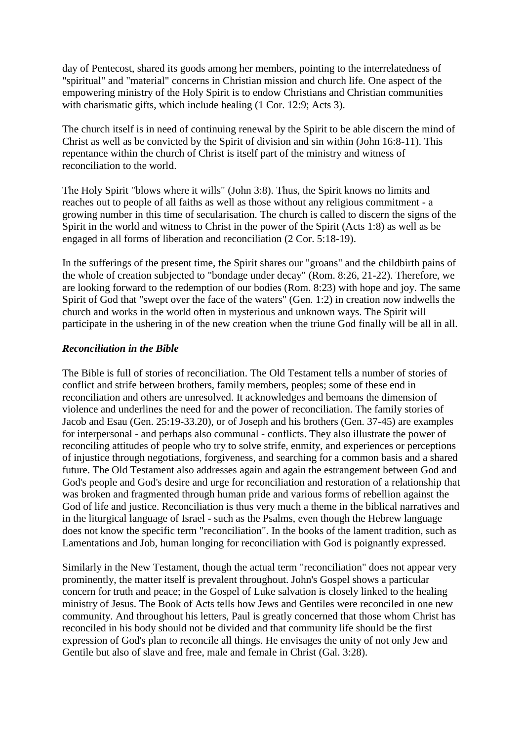day of Pentecost, shared its goods among her members, pointing to the interrelatedness of "spiritual" and "material" concerns in Christian mission and church life. One aspect of the empowering ministry of the Holy Spirit is to endow Christians and Christian communities with charismatic gifts, which include healing (1 Cor. 12:9; Acts 3).

The church itself is in need of continuing renewal by the Spirit to be able discern the mind of Christ as well as be convicted by the Spirit of division and sin within (John 16:8-11). This repentance within the church of Christ is itself part of the ministry and witness of reconciliation to the world.

The Holy Spirit "blows where it wills" (John 3:8). Thus, the Spirit knows no limits and reaches out to people of all faiths as well as those without any religious commitment - a growing number in this time of secularisation. The church is called to discern the signs of the Spirit in the world and witness to Christ in the power of the Spirit (Acts 1:8) as well as be engaged in all forms of liberation and reconciliation (2 Cor. 5:18-19).

In the sufferings of the present time, the Spirit shares our "groans" and the childbirth pains of the whole of creation subjected to "bondage under decay" (Rom. 8:26, 21-22). Therefore, we are looking forward to the redemption of our bodies (Rom. 8:23) with hope and joy. The same Spirit of God that "swept over the face of the waters" (Gen. 1:2) in creation now indwells the church and works in the world often in mysterious and unknown ways. The Spirit will participate in the ushering in of the new creation when the triune God finally will be all in all.

### *Reconciliation in the Bible*

The Bible is full of stories of reconciliation. The Old Testament tells a number of stories of conflict and strife between brothers, family members, peoples; some of these end in reconciliation and others are unresolved. It acknowledges and bemoans the dimension of violence and underlines the need for and the power of reconciliation. The family stories of Jacob and Esau (Gen. 25:19-33.20), or of Joseph and his brothers (Gen. 37-45) are examples for interpersonal - and perhaps also communal - conflicts. They also illustrate the power of reconciling attitudes of people who try to solve strife, enmity, and experiences or perceptions of injustice through negotiations, forgiveness, and searching for a common basis and a shared future. The Old Testament also addresses again and again the estrangement between God and God's people and God's desire and urge for reconciliation and restoration of a relationship that was broken and fragmented through human pride and various forms of rebellion against the God of life and justice. Reconciliation is thus very much a theme in the biblical narratives and in the liturgical language of Israel - such as the Psalms, even though the Hebrew language does not know the specific term "reconciliation". In the books of the lament tradition, such as Lamentations and Job, human longing for reconciliation with God is poignantly expressed.

Similarly in the New Testament, though the actual term "reconciliation" does not appear very prominently, the matter itself is prevalent throughout. John's Gospel shows a particular concern for truth and peace; in the Gospel of Luke salvation is closely linked to the healing ministry of Jesus. The Book of Acts tells how Jews and Gentiles were reconciled in one new community. And throughout his letters, Paul is greatly concerned that those whom Christ has reconciled in his body should not be divided and that community life should be the first expression of God's plan to reconcile all things. He envisages the unity of not only Jew and Gentile but also of slave and free, male and female in Christ (Gal. 3:28).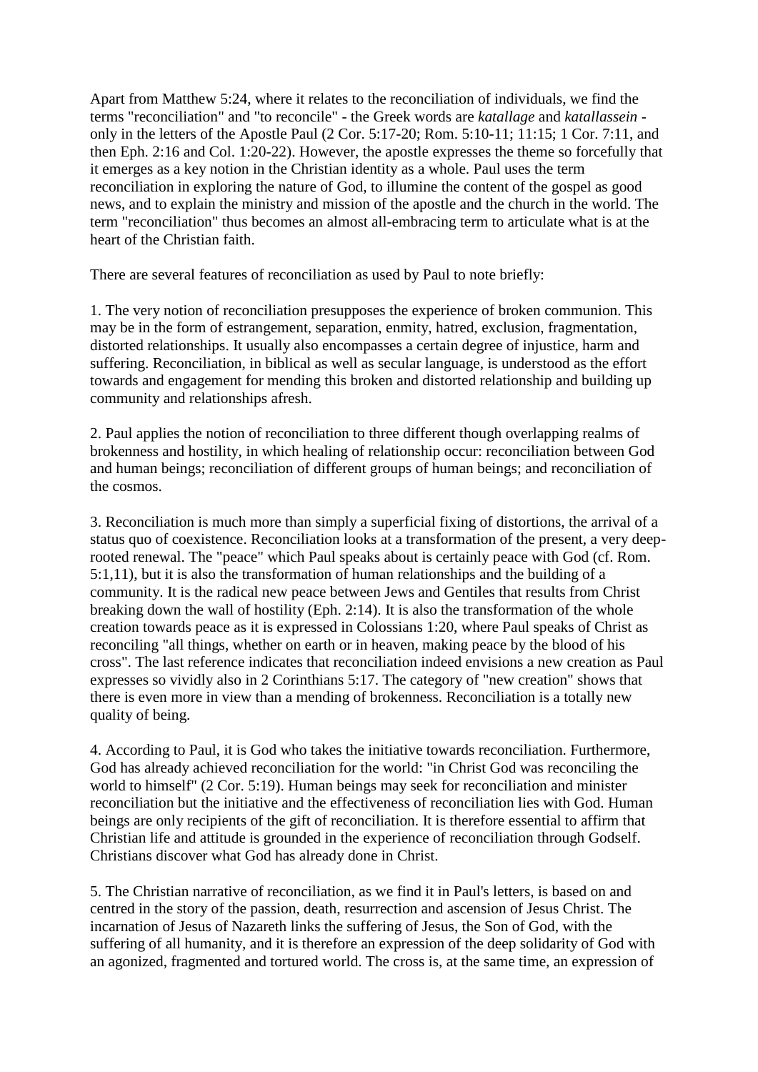Apart from Matthew 5:24, where it relates to the reconciliation of individuals, we find the terms "reconciliation" and "to reconcile" - the Greek words are *katallage* and *katallassein* - only in the letters of the Apostle Paul (2 Cor. 5:17-20; Rom. 5:10-11; 11:15; 1 Cor. 7:11, and then Eph. 2:16 and Col. 1:20-22). However, the apostle expresses the theme so forcefully that it emerges as a key notion in the Christian identity as a whole. Paul uses the term reconciliation in exploring the nature of God, to illumine the content of the gospel as good news, and to explain the ministry and mission of the apostle and the church in the world. The term "reconciliation" thus becomes an almost all-embracing term to articulate what is at the heart of the Christian faith.

There are several features of reconciliation as used by Paul to note briefly:

1. The very notion of reconciliation presupposes the experience of broken communion. This may be in the form of estrangement, separation, enmity, hatred, exclusion, fragmentation, distorted relationships. It usually also encompasses a certain degree of injustice, harm and suffering. Reconciliation, in biblical as well as secular language, is understood as the effort towards and engagement for mending this broken and distorted relationship and building up community and relationships afresh.

2. Paul applies the notion of reconciliation to three different though overlapping realms of brokenness and hostility, in which healing of relationship occur: reconciliation between God and human beings; reconciliation of different groups of human beings; and reconciliation of the cosmos.

3. Reconciliation is much more than simply a superficial fixing of distortions, the arrival of a status quo of coexistence. Reconciliation looks at a transformation of the present, a very deep-rooted renewal. The "peace" which Paul speaks about is certainly peace with God (cf. Rom. 5:1,11), but it is also the transformation of human relationships and the building of a community. It is the radical new peace between Jews and Gentiles that results from Christ breaking down the wall of hostility (Eph. 2:14). It is also the transformation of the whole creation towards peace as it is expressed in Colossians 1:20, where Paul speaks of Christ as reconciling "all things, whether on earth or in heaven, making peace by the blood of his cross". The last reference indicates that reconciliation indeed envisions a new creation as Paul expresses so vividly also in 2 Corinthians 5:17. The category of "new creation" shows that there is even more in view than a mending of brokenness. Reconciliation is a totally new quality of being.

4. According to Paul, it is God who takes the initiative towards reconciliation. Furthermore, God has already achieved reconciliation for the world: "in Christ God was reconciling the world to himself" (2 Cor. 5:19). Human beings may seek for reconciliation and minister reconciliation but the initiative and the effectiveness of reconciliation lies with God. Human beings are only recipients of the gift of reconciliation. It is therefore essential to affirm that Christian life and attitude is grounded in the experience of reconciliation through Godself. Christians discover what God has already done in Christ.

5. The Christian narrative of reconciliation, as we find it in Paul's letters, is based on and centred in the story of the passion, death, resurrection and ascension of Jesus Christ. The incarnation of Jesus of Nazareth links the suffering of Jesus, the Son of God, with the suffering of all humanity, and it is therefore an expression of the deep solidarity of God with an agonized, fragmented and tortured world. The cross is, at the same time, an expression of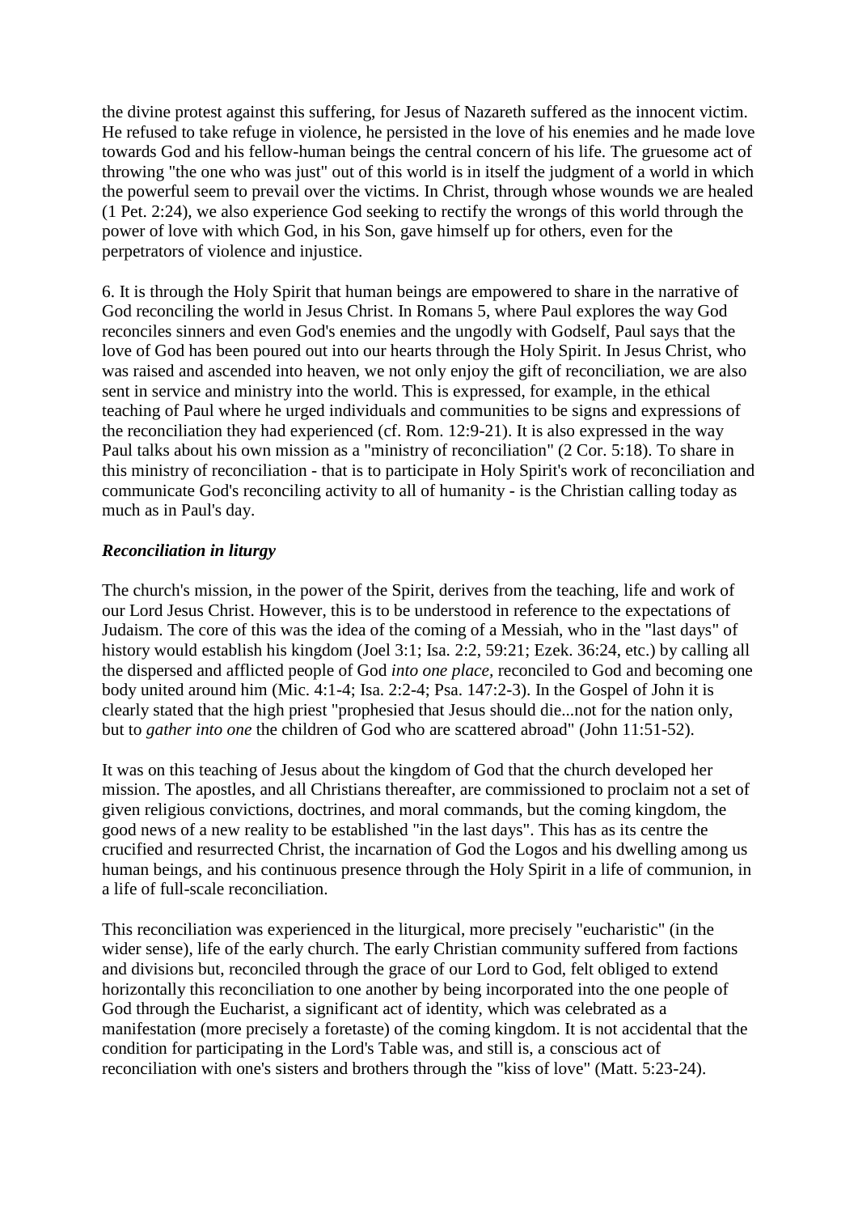the divine protest against this suffering, for Jesus of Nazareth suffered as the innocent victim. He refused to take refuge in violence, he persisted in the love of his enemies and he made love towards God and his fellow-human beings the central concern of his life. The gruesome act of throwing "the one who was just" out of this world is in itself the judgment of a world in which the powerful seem to prevail over the victims. In Christ, through whose wounds we are healed (1 Pet. 2:24), we also experience God seeking to rectify the wrongs of this world through the power of love with which God, in his Son, gave himself up for others, even for the perpetrators of violence and injustice.

6. It is through the Holy Spirit that human beings are empowered to share in the narrative of God reconciling the world in Jesus Christ. In Romans 5, where Paul explores the way God reconciles sinners and even God's enemies and the ungodly with Godself, Paul says that the love of God has been poured out into our hearts through the Holy Spirit. In Jesus Christ, who was raised and ascended into heaven, we not only enjoy the gift of reconciliation, we are also sent in service and ministry into the world. This is expressed, for example, in the ethical teaching of Paul where he urged individuals and communities to be signs and expressions of the reconciliation they had experienced (cf. Rom. 12:9-21). It is also expressed in the way Paul talks about his own mission as a "ministry of reconciliation" (2 Cor. 5:18). To share in this ministry of reconciliation - that is to participate in Holy Spirit's work of reconciliation and communicate God's reconciling activity to all of humanity - is the Christian calling today as much as in Paul's day.

### *Reconciliation in liturgy*

The church's mission, in the power of the Spirit, derives from the teaching, life and work of our Lord Jesus Christ. However, this is to be understood in reference to the expectations of Judaism. The core of this was the idea of the coming of a Messiah, who in the "last days" of history would establish his kingdom (Joel 3:1; Isa. 2:2, 59:21; Ezek. 36:24, etc.) by calling all the dispersed and afflicted people of God *into one place*, reconciled to God and becoming one body united around him (Mic. 4:1-4; Isa. 2:2-4; Psa. 147:2-3). In the Gospel of John it is clearly stated that the high priest "prophesied that Jesus should die...not for the nation only, but to *gather into one* the children of God who are scattered abroad" (John 11:51-52).

It was on this teaching of Jesus about the kingdom of God that the church developed her mission. The apostles, and all Christians thereafter, are commissioned to proclaim not a set of given religious convictions, doctrines, and moral commands, but the coming kingdom, the good news of a new reality to be established "in the last days". This has as its centre the crucified and resurrected Christ, the incarnation of God the Logos and his dwelling among us human beings, and his continuous presence through the Holy Spirit in a life of communion, in a life of full-scale reconciliation.

This reconciliation was experienced in the liturgical, more precisely "eucharistic" (in the wider sense), life of the early church. The early Christian community suffered from factions and divisions but, reconciled through the grace of our Lord to God, felt obliged to extend horizontally this reconciliation to one another by being incorporated into the one people of God through the Eucharist, a significant act of identity, which was celebrated as a manifestation (more precisely a foretaste) of the coming kingdom. It is not accidental that the condition for participating in the Lord's Table was, and still is, a conscious act of reconciliation with one's sisters and brothers through the "kiss of love" (Matt. 5:23-24).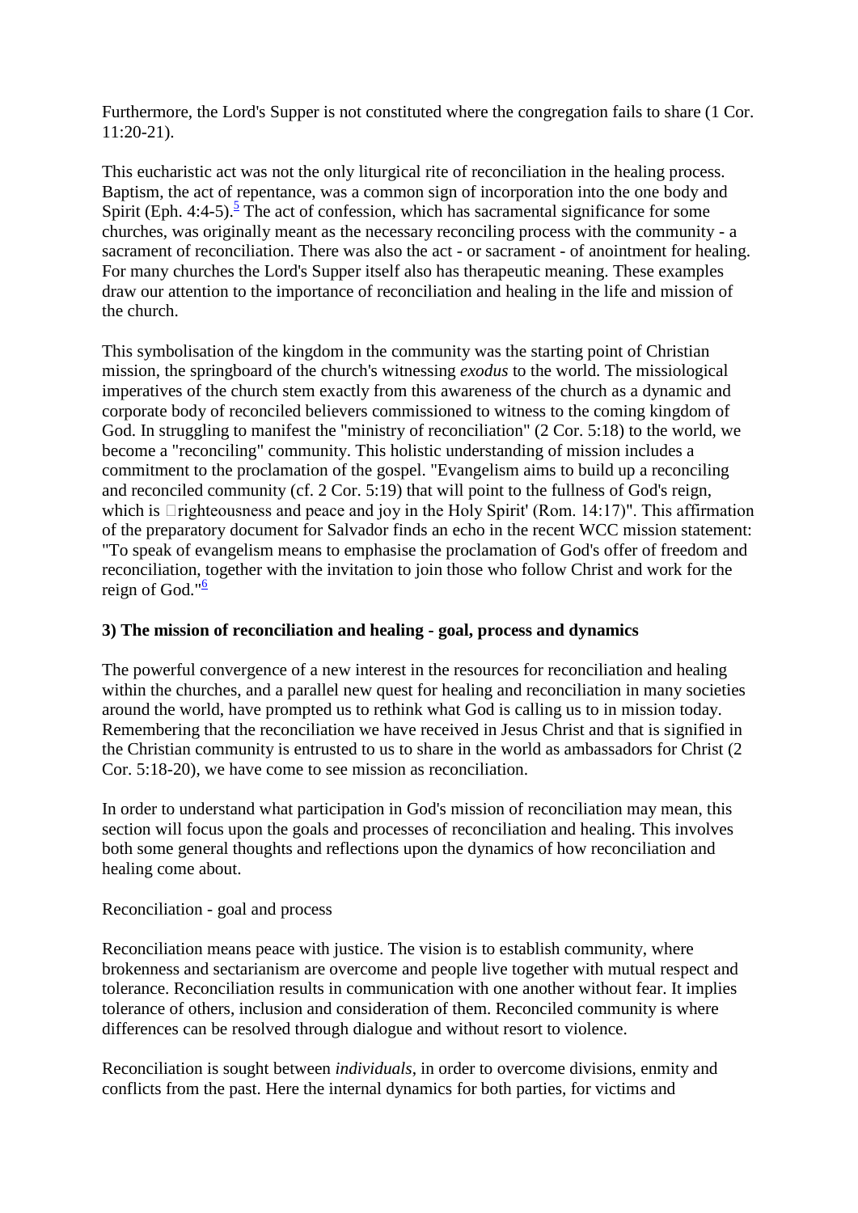Furthermore, the Lord's Supper is not constituted where the congregation fails to share (1 Cor. 11:20-21).

This eucharistic act was not the only liturgical rite of reconciliation in the healing process. Baptism, the act of repentance, was a common sign of incorporation into the one body and Spirit (Eph. 4:4-5).[5] The act of confession, which has sacramental significance for some churches, was originally meant as the necessary reconciling process with the community - a sacrament of reconciliation. There was also the act - or sacrament - of anointment for healing. For many churches the Lord's Supper itself also has therapeutic meaning. These examples draw our attention to the importance of reconciliation and healing in the life and mission of the church.

This symbolisation of the kingdom in the community was the starting point of Christian mission, the springboard of the church's witnessing *exodus* to the world. The missiological imperatives of the church stem exactly from this awareness of the church as a dynamic and corporate body of reconciled believers commissioned to witness to the coming kingdom of God. In struggling to manifest the "ministry of reconciliation" (2 Cor. 5:18) to the world, we become a "reconciling" community. This holistic understanding of mission includes a commitment to the proclamation of the gospel. "Evangelism aims to build up a reconciling and reconciled community (cf. 2 Cor. 5:19) that will point to the fullness of God's reign, which is 'righteousness and peace and joy in the Holy Spirit' (Rom. 14:17)". This affirmation of the preparatory document for Salvador finds an echo in the recent WCC mission statement: "To speak of evangelism means to emphasise the proclamation of God's offer of freedom and reconciliation, together with the invitation to join those who follow Christ and work for the reign of God."[6]

### 3) The mission of reconciliation and healing - goal, process and dynamics

The powerful convergence of a new interest in the resources for reconciliation and healing within the churches, and a parallel new quest for healing and reconciliation in many societies around the world, have prompted us to rethink what God is calling us to in mission today. Remembering that the reconciliation we have received in Jesus Christ and that is signified in the Christian community is entrusted to us to share in the world as ambassadors for Christ (2 Cor. 5:18-20), we have come to see mission as reconciliation.

In order to understand what participation in God's mission of reconciliation may mean, this section will focus upon the goals and processes of reconciliation and healing. This involves both some general thoughts and reflections upon the dynamics of how reconciliation and healing come about.

Reconciliation - goal and process

Reconciliation means peace with justice. The vision is to establish community, where brokenness and sectarianism are overcome and people live together with mutual respect and tolerance. Reconciliation results in communication with one another without fear. It implies tolerance of others, inclusion and consideration of them. Reconciled community is where differences can be resolved through dialogue and without resort to violence.

Reconciliation is sought between *individuals*, in order to overcome divisions, enmity and conflicts from the past. Here the internal dynamics for both parties, for victims and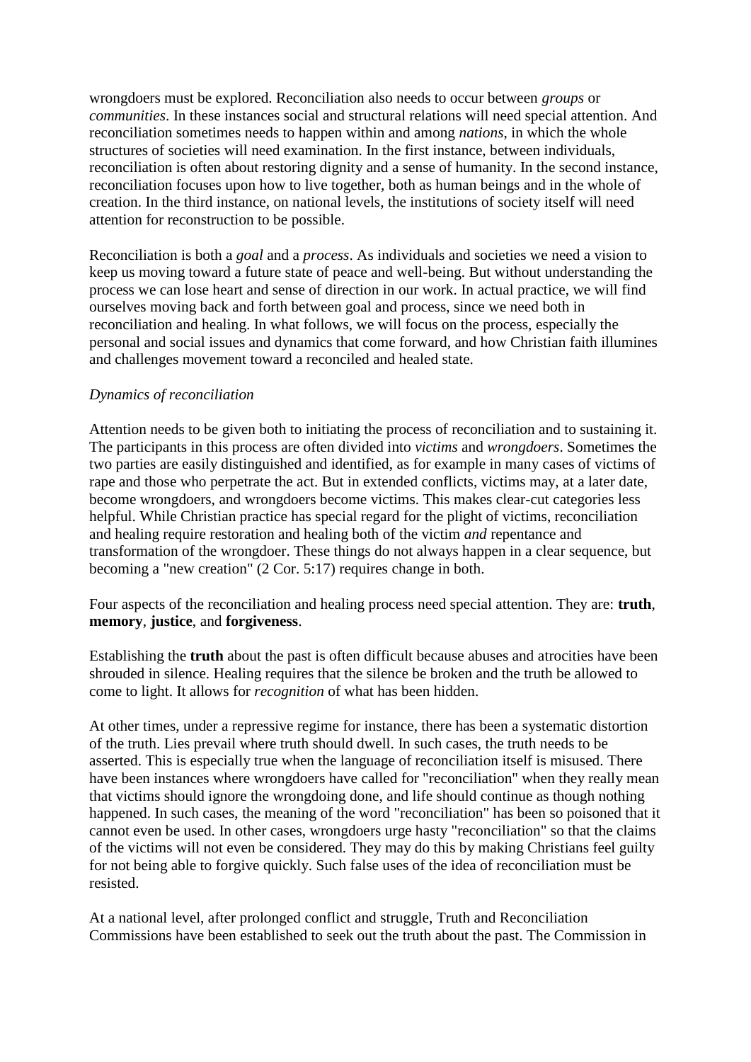wrongdoers must be explored. Reconciliation also needs to occur between *groups* or *communities*. In these instances social and structural relations will need special attention. And reconciliation sometimes needs to happen within and among *nations*, in which the whole structures of societies will need examination. In the first instance, between individuals, reconciliation is often about restoring dignity and a sense of humanity. In the second instance, reconciliation focuses upon how to live together, both as human beings and in the whole of creation. In the third instance, on national levels, the institutions of society itself will need attention for reconstruction to be possible.

Reconciliation is both a *goal* and a *process*. As individuals and societies we need a vision to keep us moving toward a future state of peace and well-being. But without understanding the process we can lose heart and sense of direction in our work. In actual practice, we will find ourselves moving back and forth between goal and process, since we need both in reconciliation and healing. In what follows, we will focus on the process, especially the personal and social issues and dynamics that come forward, and how Christian faith illumines and challenges movement toward a reconciled and healed state.

*Dynamics of reconciliation*

Attention needs to be given both to initiating the process of reconciliation and to sustaining it. The participants in this process are often divided into *victims* and *wrongdoers*. Sometimes the two parties are easily distinguished and identified, as for example in many cases of victims of rape and those who perpetrate the act. But in extended conflicts, victims may, at a later date, become wrongdoers, and wrongdoers become victims. This makes clear-cut categories less helpful. While Christian practice has special regard for the plight of victims, reconciliation and healing require restoration and healing both of the victim *and* repentance and transformation of the wrongdoer. These things do not always happen in a clear sequence, but becoming a "new creation" (2 Cor. 5:17) requires change in both.

Four aspects of the reconciliation and healing process need special attention. They are: **truth**, **memory**, **justice**, and **forgiveness**.

Establishing the **truth** about the past is often difficult because abuses and atrocities have been shrouded in silence. Healing requires that the silence be broken and the truth be allowed to come to light. It allows for *recognition* of what has been hidden.

At other times, under a repressive regime for instance, there has been a systematic distortion of the truth. Lies prevail where truth should dwell. In such cases, the truth needs to be asserted. This is especially true when the language of reconciliation itself is misused. There have been instances where wrongdoers have called for "reconciliation" when they really mean that victims should ignore the wrongdoing done, and life should continue as though nothing happened. In such cases, the meaning of the word "reconciliation" has been so poisoned that it cannot even be used. In other cases, wrongdoers urge hasty "reconciliation" so that the claims of the victims will not even be considered. They may do this by making Christians feel guilty for not being able to forgive quickly. Such false uses of the idea of reconciliation must be resisted.

At a national level, after prolonged conflict and struggle, Truth and Reconciliation Commissions have been established to seek out the truth about the past. The Commission in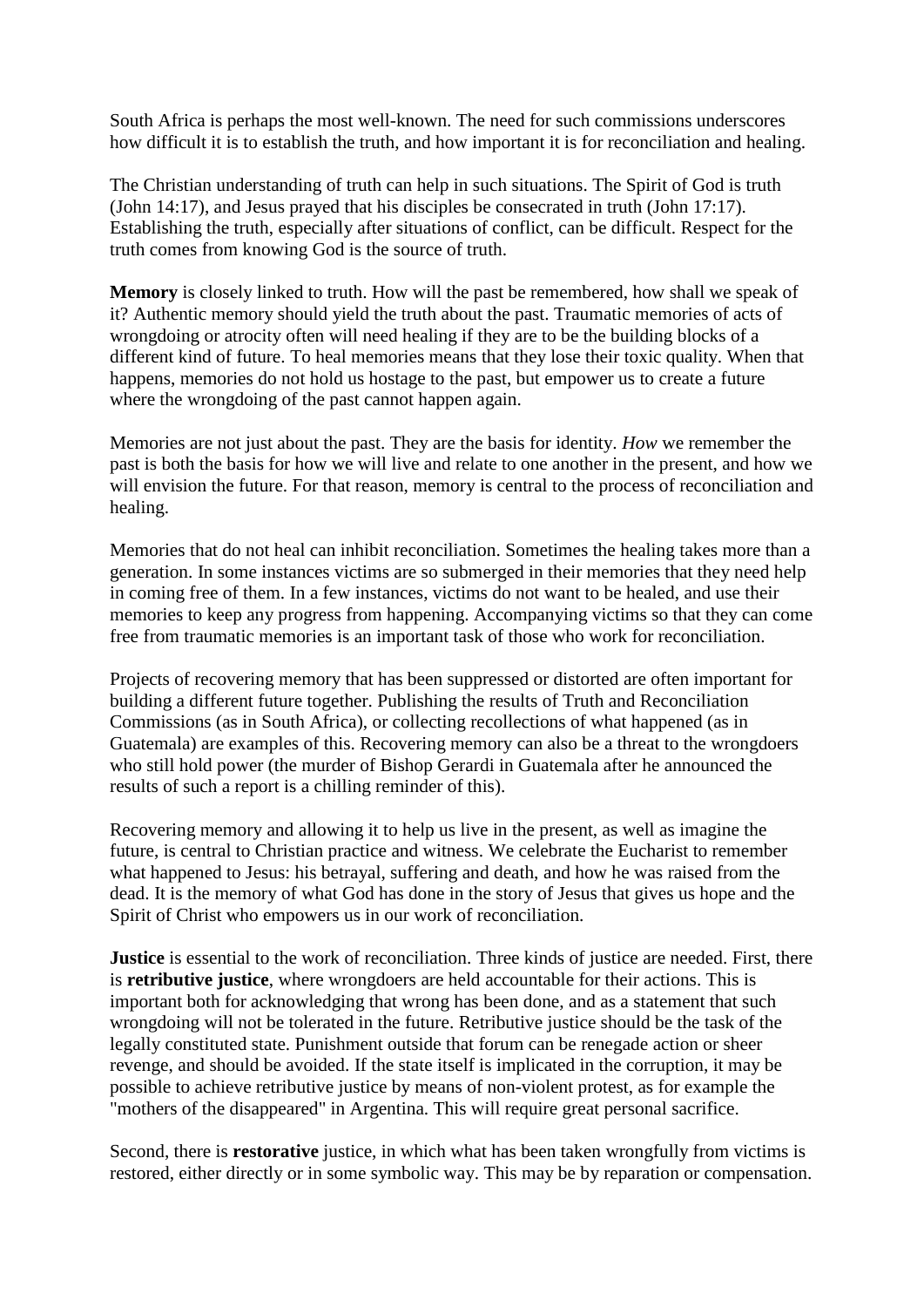South Africa is perhaps the most well-known. The need for such commissions underscores how difficult it is to establish the truth, and how important it is for reconciliation and healing.

The Christian understanding of truth can help in such situations. The Spirit of God is truth (John 14:17), and Jesus prayed that his disciples be consecrated in truth (John 17:17). Establishing the truth, especially after situations of conflict, can be difficult. Respect for the truth comes from knowing God is the source of truth.

**Memory** is closely linked to truth. How will the past be remembered, how shall we speak of it? Authentic memory should yield the truth about the past. Traumatic memories of acts of wrongdoing or atrocity often will need healing if they are to be the building blocks of a different kind of future. To heal memories means that they lose their toxic quality. When that happens, memories do not hold us hostage to the past, but empower us to create a future where the wrongdoing of the past cannot happen again.

Memories are not just about the past. They are the basis for identity. *How* we remember the past is both the basis for how we will live and relate to one another in the present, and how we will envision the future. For that reason, memory is central to the process of reconciliation and healing.

Memories that do not heal can inhibit reconciliation. Sometimes the healing takes more than a generation. In some instances victims are so submerged in their memories that they need help in coming free of them. In a few instances, victims do not want to be healed, and use their memories to keep any progress from happening. Accompanying victims so that they can come free from traumatic memories is an important task of those who work for reconciliation.

Projects of recovering memory that has been suppressed or distorted are often important for building a different future together. Publishing the results of Truth and Reconciliation Commissions (as in South Africa), or collecting recollections of what happened (as in Guatemala) are examples of this. Recovering memory can also be a threat to the wrongdoers who still hold power (the murder of Bishop Gerardi in Guatemala after he announced the results of such a report is a chilling reminder of this).

Recovering memory and allowing it to help us live in the present, as well as imagine the future, is central to Christian practice and witness. We celebrate the Eucharist to remember what happened to Jesus: his betrayal, suffering and death, and how he was raised from the dead. It is the memory of what God has done in the story of Jesus that gives us hope and the Spirit of Christ who empowers us in our work of reconciliation.

**Justice** is essential to the work of reconciliation. Three kinds of justice are needed. First, there is **retributive justice**, where wrongdoers are held accountable for their actions. This is important both for acknowledging that wrong has been done, and as a statement that such wrongdoing will not be tolerated in the future. Retributive justice should be the task of the legally constituted state. Punishment outside that forum can be renegade action or sheer revenge, and should be avoided. If the state itself is implicated in the corruption, it may be possible to achieve retributive justice by means of non-violent protest, as for example the "mothers of the disappeared" in Argentina. This will require great personal sacrifice.

Second, there is **restorative** justice, in which what has been taken wrongfully from victims is restored, either directly or in some symbolic way. This may be by reparation or compensation.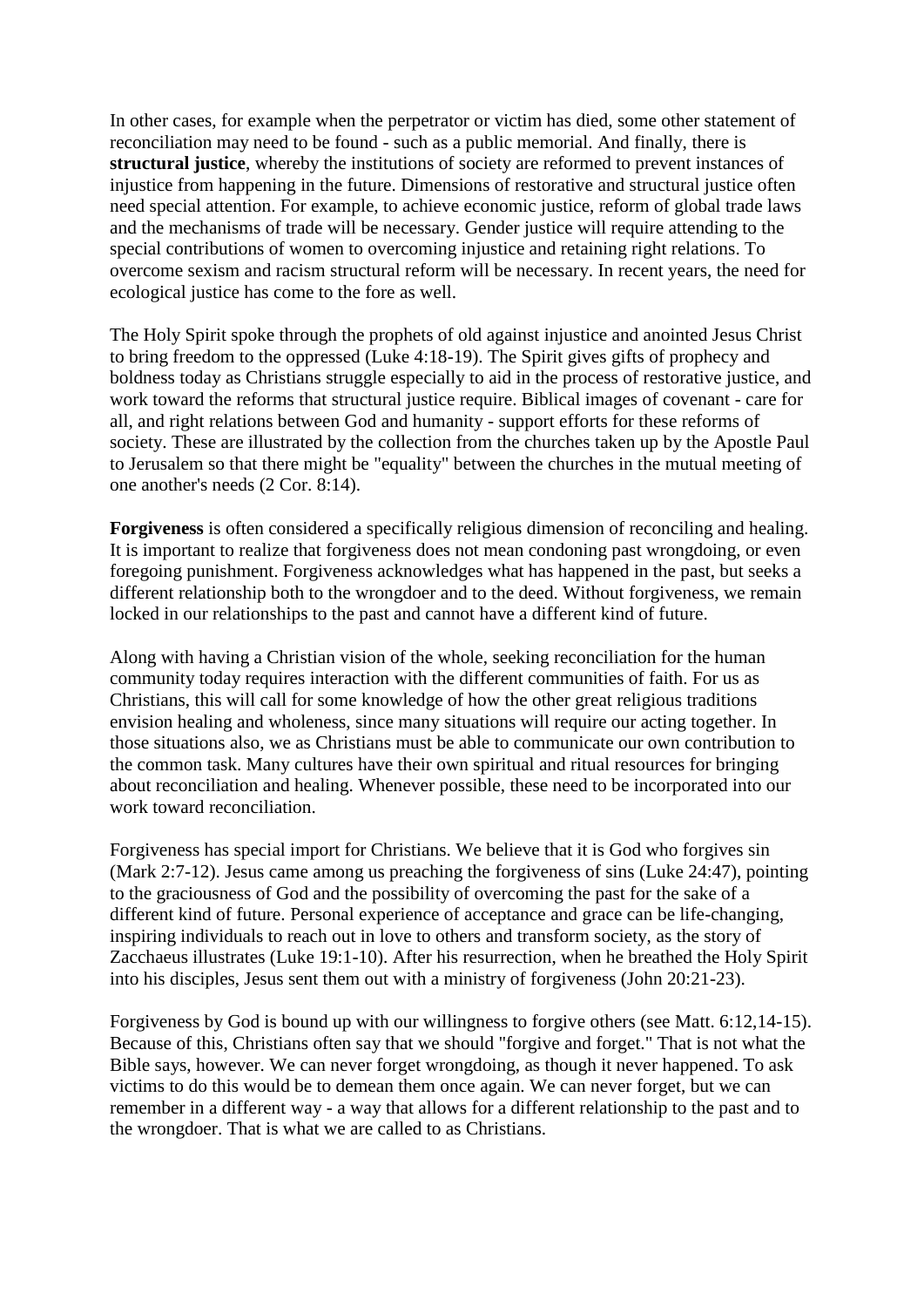In other cases, for example when the perpetrator or victim has died, some other statement of reconciliation may need to be found - such as a public memorial. And finally, there is **structural justice**, whereby the institutions of society are reformed to prevent instances of injustice from happening in the future. Dimensions of restorative and structural justice often need special attention. For example, to achieve economic justice, reform of global trade laws and the mechanisms of trade will be necessary. Gender justice will require attending to the special contributions of women to overcoming injustice and retaining right relations. To overcome sexism and racism structural reform will be necessary. In recent years, the need for ecological justice has come to the fore as well.

The Holy Spirit spoke through the prophets of old against injustice and anointed Jesus Christ to bring freedom to the oppressed (Luke 4:18-19). The Spirit gives gifts of prophecy and boldness today as Christians struggle especially to aid in the process of restorative justice, and work toward the reforms that structural justice require. Biblical images of covenant - care for all, and right relations between God and humanity - support efforts for these reforms of society. These are illustrated by the collection from the churches taken up by the Apostle Paul to Jerusalem so that there might be "equality" between the churches in the mutual meeting of one another's needs (2 Cor. 8:14).

**Forgiveness** is often considered a specifically religious dimension of reconciling and healing. It is important to realize that forgiveness does not mean condoning past wrongdoing, or even foregoing punishment. Forgiveness acknowledges what has happened in the past, but seeks a different relationship both to the wrongdoer and to the deed. Without forgiveness, we remain locked in our relationships to the past and cannot have a different kind of future.

Along with having a Christian vision of the whole, seeking reconciliation for the human community today requires interaction with the different communities of faith. For us as Christians, this will call for some knowledge of how the other great religious traditions envision healing and wholeness, since many situations will require our acting together. In those situations also, we as Christians must be able to communicate our own contribution to the common task. Many cultures have their own spiritual and ritual resources for bringing about reconciliation and healing. Whenever possible, these need to be incorporated into our work toward reconciliation.

Forgiveness has special import for Christians. We believe that it is God who forgives sin (Mark 2:7-12). Jesus came among us preaching the forgiveness of sins (Luke 24:47), pointing to the graciousness of God and the possibility of overcoming the past for the sake of a different kind of future. Personal experience of acceptance and grace can be life-changing, inspiring individuals to reach out in love to others and transform society, as the story of Zacchaeus illustrates (Luke 19:1-10). After his resurrection, when he breathed the Holy Spirit into his disciples, Jesus sent them out with a ministry of forgiveness (John 20:21-23).

Forgiveness by God is bound up with our willingness to forgive others (see Matt. 6:12,14-15). Because of this, Christians often say that we should "forgive and forget." That is not what the Bible says, however. We can never forget wrongdoing, as though it never happened. To ask victims to do this would be to demean them once again. We can never forget, but we can remember in a different way - a way that allows for a different relationship to the past and to the wrongdoer. That is what we are called to as Christians.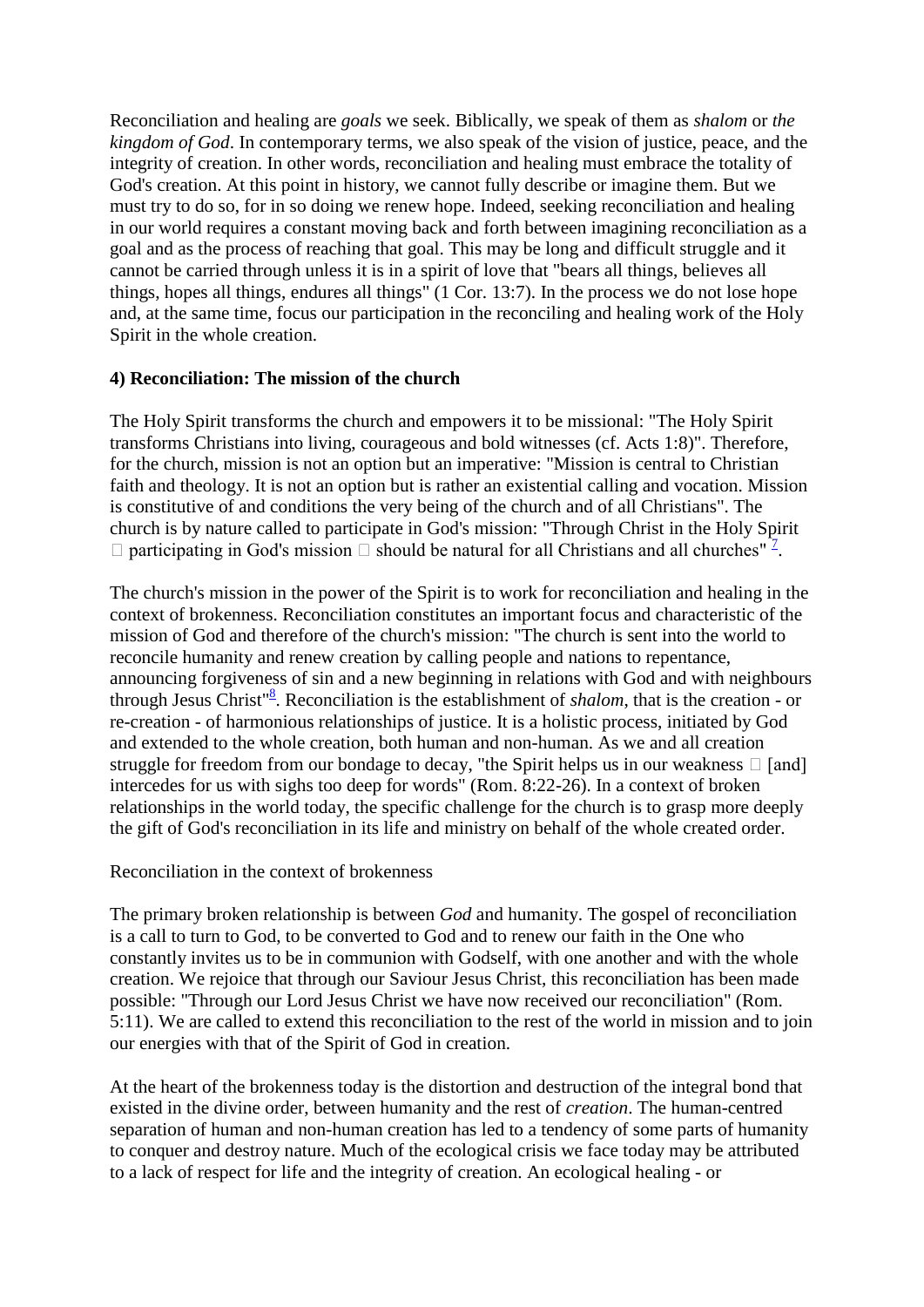Reconciliation and healing are *goals* we seek. Biblically, we speak of them as *shalom* or *the kingdom of God*. In contemporary terms, we also speak of the vision of justice, peace, and the integrity of creation. In other words, reconciliation and healing must embrace the totality of God's creation. At this point in history, we cannot fully describe or imagine them. But we must try to do so, for in so doing we renew hope. Indeed, seeking reconciliation and healing in our world requires a constant moving back and forth between imagining reconciliation as a goal and as the process of reaching that goal. This may be long and difficult struggle and it cannot be carried through unless it is in a spirit of love that "bears all things, believes all things, hopes all things, endures all things" (1 Cor. 13:7). In the process we do not lose hope and, at the same time, focus our participation in the reconciling and healing work of the Holy Spirit in the whole creation.

**4) Reconciliation: The mission of the church**

The Holy Spirit transforms the church and empowers it to be missional: "The Holy Spirit transforms Christians into living, courageous and bold witnesses (cf. Acts 1:8)". Therefore, for the church, mission is not an option but an imperative: "Mission is central to Christian faith and theology. It is not an option but is rather an existential calling and vocation. Mission is constitutive of and conditions the very being of the church and of all Christians". The church is by nature called to participate in God's mission: "Through Christ in the Holy Spirit  participating in God's mission  should be natural for all Christians and all churches" [7].

The church's mission in the power of the Spirit is to work for reconciliation and healing in the context of brokenness. Reconciliation constitutes an important focus and characteristic of the mission of God and therefore of the church's mission: "The church is sent into the world to reconcile humanity and renew creation by calling people and nations to repentance, announcing forgiveness of sin and a new beginning in relations with God and with neighbours through Jesus Christ"[8]. Reconciliation is the establishment of *shalom*, that is the creation - or re-creation - of harmonious relationships of justice. It is a holistic process, initiated by God and extended to the whole creation, both human and non-human. As we and all creation struggle for freedom from our bondage to decay, "the Spirit helps us in our weakness  [and] intercedes for us with sighs too deep for words" (Rom. 8:22-26). In a context of broken relationships in the world today, the specific challenge for the church is to grasp more deeply the gift of God's reconciliation in its life and ministry on behalf of the whole created order.

Reconciliation in the context of brokenness

The primary broken relationship is between *God* and humanity. The gospel of reconciliation is a call to turn to God, to be converted to God and to renew our faith in the One who constantly invites us to be in communion with Godself, with one another and with the whole creation. We rejoice that through our Saviour Jesus Christ, this reconciliation has been made possible: "Through our Lord Jesus Christ we have now received our reconciliation" (Rom. 5:11). We are called to extend this reconciliation to the rest of the world in mission and to join our energies with that of the Spirit of God in creation.

At the heart of the brokenness today is the distortion and destruction of the integral bond that existed in the divine order, between humanity and the rest of *creation*. The human-centred separation of human and non-human creation has led to a tendency of some parts of humanity to conquer and destroy nature. Much of the ecological crisis we face today may be attributed to a lack of respect for life and the integrity of creation. An ecological healing - or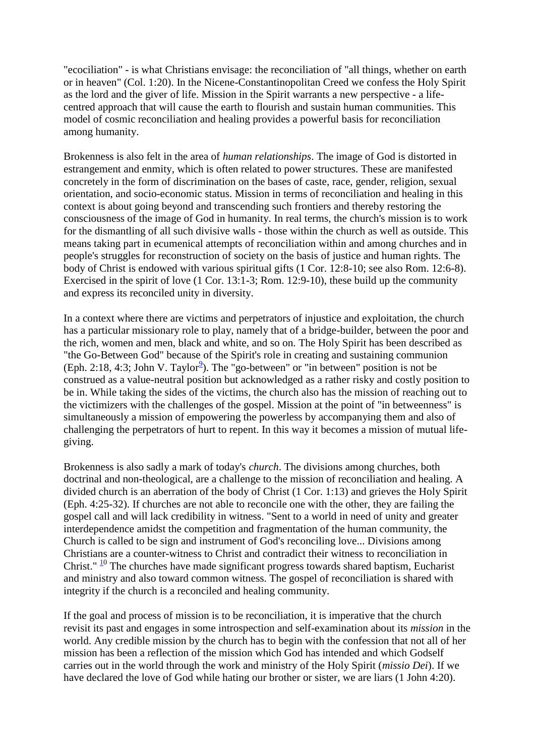"ecociliation" - is what Christians envisage: the reconciliation of "all things, whether on earth or in heaven" (Col. 1:20). In the Nicene-Constantinopolitan Creed we confess the Holy Spirit as the lord and the giver of life. Mission in the Spirit warrants a new perspective - a life-centred approach that will cause the earth to flourish and sustain human communities. This model of cosmic reconciliation and healing provides a powerful basis for reconciliation among humanity.

Brokenness is also felt in the area of *human relationships*. The image of God is distorted in estrangement and enmity, which is often related to power structures. These are manifested concretely in the form of discrimination on the bases of caste, race, gender, religion, sexual orientation, and socio-economic status. Mission in terms of reconciliation and healing in this context is about going beyond and transcending such frontiers and thereby restoring the consciousness of the image of God in humanity. In real terms, the church's mission is to work for the dismantling of all such divisive walls - those within the church as well as outside. This means taking part in ecumenical attempts of reconciliation within and among churches and in people's struggles for reconstruction of society on the basis of justice and human rights. The body of Christ is endowed with various spiritual gifts (1 Cor. 12:8-10; see also Rom. 12:6-8). Exercised in the spirit of love (1 Cor. 13:1-3; Rom. 12:9-10), these build up the community and express its reconciled unity in diversity.

In a context where there are victims and perpetrators of injustice and exploitation, the church has a particular missionary role to play, namely that of a bridge-builder, between the poor and the rich, women and men, black and white, and so on. The Holy Spirit has been described as "the Go-Between God" because of the Spirit's role in creating and sustaining communion (Eph. 2:18, 4:3; John V. Taylor[9]). The "go-between" or "in between" position is not be construed as a value-neutral position but acknowledged as a rather risky and costly position to be in. While taking the sides of the victims, the church also has the mission of reaching out to the victimizers with the challenges of the gospel. Mission at the point of "in betweenness" is simultaneously a mission of empowering the powerless by accompanying them and also of challenging the perpetrators of hurt to repent. In this way it becomes a mission of mutual life-giving.

Brokenness is also sadly a mark of today's *church*. The divisions among churches, both doctrinal and non-theological, are a challenge to the mission of reconciliation and healing. A divided church is an aberration of the body of Christ (1 Cor. 1:13) and grieves the Holy Spirit (Eph. 4:25-32). If churches are not able to reconcile one with the other, they are failing the gospel call and will lack credibility in witness. "Sent to a world in need of unity and greater interdependence amidst the competition and fragmentation of the human community, the Church is called to be sign and instrument of God's reconciling love... Divisions among Christians are a counter-witness to Christ and contradict their witness to reconciliation in Christ." [10] The churches have made significant progress towards shared baptism, Eucharist and ministry and also toward common witness. The gospel of reconciliation is shared with integrity if the church is a reconciled and healing community.

If the goal and process of mission is to be reconciliation, it is imperative that the church revisit its past and engages in some introspection and self-examination about its *mission* in the world. Any credible mission by the church has to begin with the confession that not all of her mission has been a reflection of the mission which God has intended and which Godself carries out in the world through the work and ministry of the Holy Spirit (*missio Dei*). If we have declared the love of God while hating our brother or sister, we are liars (1 John 4:20).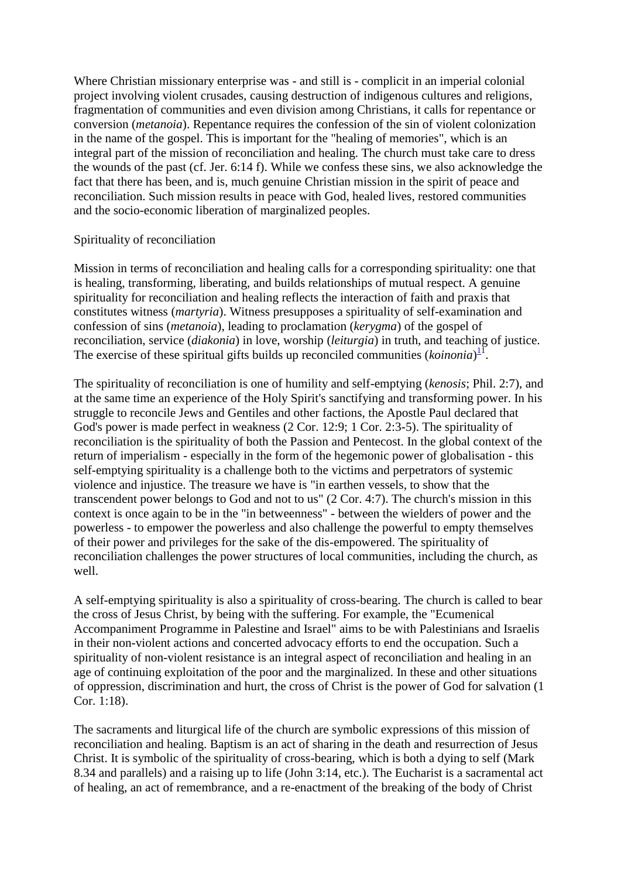Where Christian missionary enterprise was - and still is - complicit in an imperial colonial project involving violent crusades, causing destruction of indigenous cultures and religions, fragmentation of communities and even division among Christians, it calls for repentance or conversion (*metanoia*). Repentance requires the confession of the sin of violent colonization in the name of the gospel. This is important for the "healing of memories", which is an integral part of the mission of reconciliation and healing. The church must take care to dress the wounds of the past (cf. Jer. 6:14 f). While we confess these sins, we also acknowledge the fact that there has been, and is, much genuine Christian mission in the spirit of peace and reconciliation. Such mission results in peace with God, healed lives, restored communities and the socio-economic liberation of marginalized peoples.

## Spirituality of reconciliation

Mission in terms of reconciliation and healing calls for a corresponding spirituality: one that is healing, transforming, liberating, and builds relationships of mutual respect. A genuine spirituality for reconciliation and healing reflects the interaction of faith and praxis that constitutes witness (*martyria*). Witness presupposes a spirituality of self-examination and confession of sins (*metanoia*), leading to proclamation (*kerygma*) of the gospel of reconciliation, service (*diakonia*) in love, worship (*leiturgia*) in truth, and teaching of justice. The exercise of these spiritual gifts builds up reconciled communities (*koinonia*)[11].

The spirituality of reconciliation is one of humility and self-emptying (*kenosis*; Phil. 2:7), and at the same time an experience of the Holy Spirit's sanctifying and transforming power. In his struggle to reconcile Jews and Gentiles and other factions, the Apostle Paul declared that God's power is made perfect in weakness (2 Cor. 12:9; 1 Cor. 2:3-5). The spirituality of reconciliation is the spirituality of both the Passion and Pentecost. In the global context of the return of imperialism - especially in the form of the hegemonic power of globalisation - this self-emptying spirituality is a challenge both to the victims and perpetrators of systemic violence and injustice. The treasure we have is "in earthen vessels, to show that the transcendent power belongs to God and not to us" (2 Cor. 4:7). The church's mission in this context is once again to be in the "in betweenness" - between the wielders of power and the powerless - to empower the powerless and also challenge the powerful to empty themselves of their power and privileges for the sake of the dis-empowered. The spirituality of reconciliation challenges the power structures of local communities, including the church, as well.

A self-emptying spirituality is also a spirituality of cross-bearing. The church is called to bear the cross of Jesus Christ, by being with the suffering. For example, the "Ecumenical Accompaniment Programme in Palestine and Israel" aims to be with Palestinians and Israelis in their non-violent actions and concerted advocacy efforts to end the occupation. Such a spirituality of non-violent resistance is an integral aspect of reconciliation and healing in an age of continuing exploitation of the poor and the marginalized. In these and other situations of oppression, discrimination and hurt, the cross of Christ is the power of God for salvation (1 Cor. 1:18).

The sacraments and liturgical life of the church are symbolic expressions of this mission of reconciliation and healing. Baptism is an act of sharing in the death and resurrection of Jesus Christ. It is symbolic of the spirituality of cross-bearing, which is both a dying to self (Mark 8.34 and parallels) and a raising up to life (John 3:14, etc.). The Eucharist is a sacramental act of healing, an act of remembrance, and a re-enactment of the breaking of the body of Christ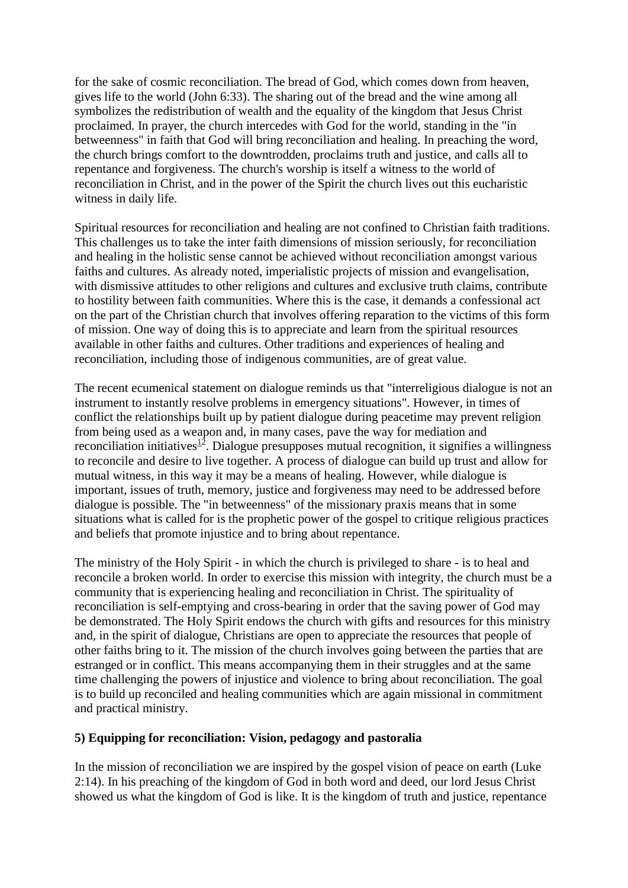for the sake of cosmic reconciliation. The bread of God, which comes down from heaven, gives life to the world (John 6:33). The sharing out of the bread and the wine among all symbolizes the redistribution of wealth and the equality of the kingdom that Jesus Christ proclaimed. In prayer, the church intercedes with God for the world, standing in the "in betweenness" in faith that God will bring reconciliation and healing. In preaching the word, the church brings comfort to the downtrodden, proclaims truth and justice, and calls all to repentance and forgiveness. The church's worship is itself a witness to the world of reconciliation in Christ, and in the power of the Spirit the church lives out this eucharistic witness in daily life.

Spiritual resources for reconciliation and healing are not confined to Christian faith traditions. This challenges us to take the inter faith dimensions of mission seriously, for reconciliation and healing in the holistic sense cannot be achieved without reconciliation amongst various faiths and cultures. As already noted, imperialistic projects of mission and evangelisation, with dismissive attitudes to other religions and cultures and exclusive truth claims, contribute to hostility between faith communities. Where this is the case, it demands a confessional act on the part of the Christian church that involves offering reparation to the victims of this form of mission. One way of doing this is to appreciate and learn from the spiritual resources available in other faiths and cultures. Other traditions and experiences of healing and reconciliation, including those of indigenous communities, are of great value.

The recent ecumenical statement on dialogue reminds us that "interreligious dialogue is not an instrument to instantly resolve problems in emergency situations". However, in times of conflict the relationships built up by patient dialogue during peacetime may prevent religion from being used as a weapon and, in many cases, pave the way for mediation and reconciliation initiatives[12]. Dialogue presupposes mutual recognition, it signifies a willingness to reconcile and desire to live together. A process of dialogue can build up trust and allow for mutual witness, in this way it may be a means of healing. However, while dialogue is important, issues of truth, memory, justice and forgiveness may need to be addressed before dialogue is possible. The "in betweenness" of the missionary praxis means that in some situations what is called for is the prophetic power of the gospel to critique religious practices and beliefs that promote injustice and to bring about repentance.

The ministry of the Holy Spirit - in which the church is privileged to share - is to heal and reconcile a broken world. In order to exercise this mission with integrity, the church must be a community that is experiencing healing and reconciliation in Christ. The spirituality of reconciliation is self-emptying and cross-bearing in order that the saving power of God may be demonstrated. The Holy Spirit endows the church with gifts and resources for this ministry and, in the spirit of dialogue, Christians are open to appreciate the resources that people of other faiths bring to it. The mission of the church involves going between the parties that are estranged or in conflict. This means accompanying them in their struggles and at the same time challenging the powers of injustice and violence to bring about reconciliation. The goal is to build up reconciled and healing communities which are again missional in commitment and practical ministry.

### 5) Equipping for reconciliation: Vision, pedagogy and pastoralia

In the mission of reconciliation we are inspired by the gospel vision of peace on earth (Luke 2:14). In his preaching of the kingdom of God in both word and deed, our lord Jesus Christ showed us what the kingdom of God is like. It is the kingdom of truth and justice, repentance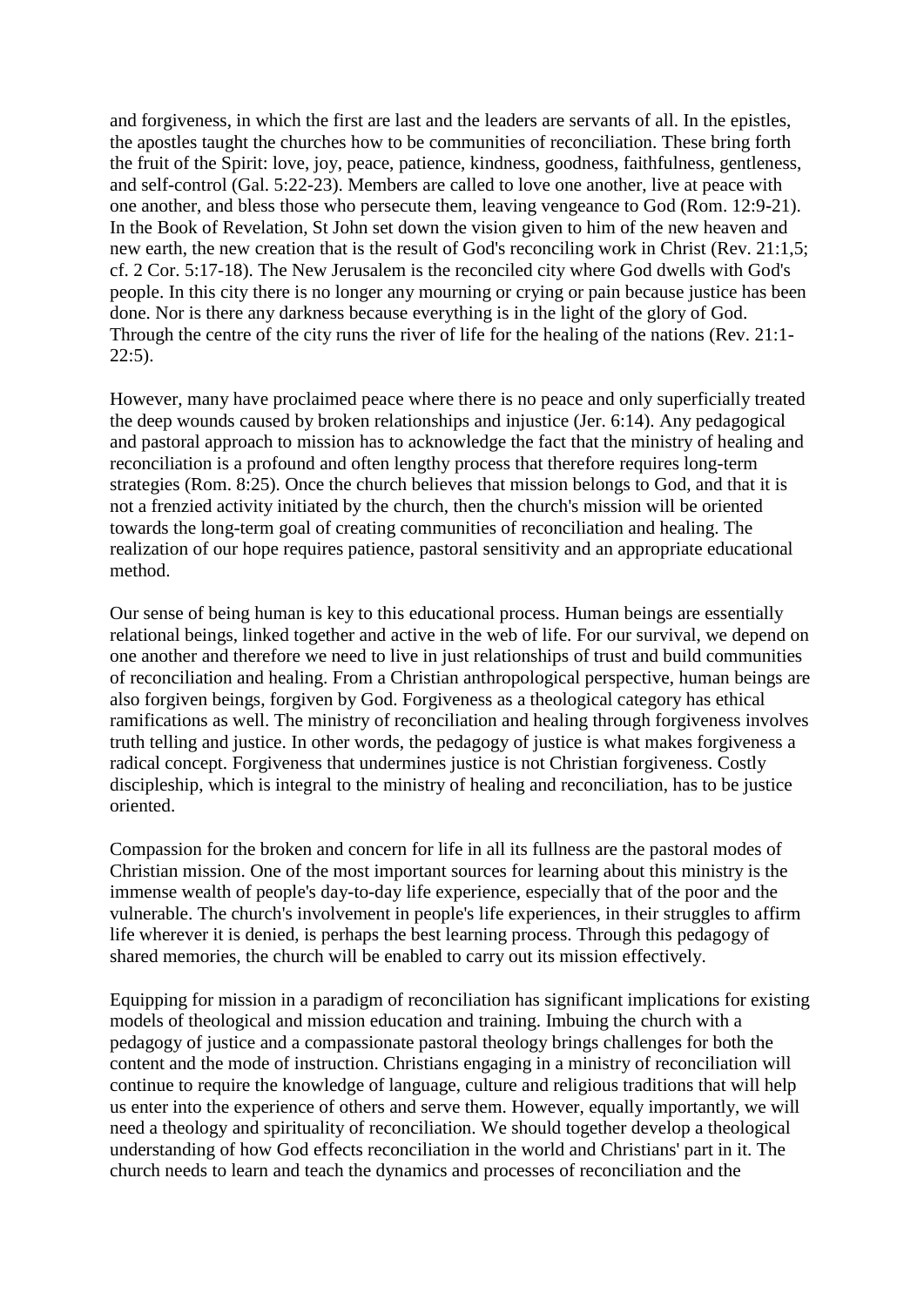and forgiveness, in which the first are last and the leaders are servants of all. In the epistles, the apostles taught the churches how to be communities of reconciliation. These bring forth the fruit of the Spirit: love, joy, peace, patience, kindness, goodness, faithfulness, gentleness, and self-control (Gal. 5:22-23). Members are called to love one another, live at peace with one another, and bless those who persecute them, leaving vengeance to God (Rom. 12:9-21). In the Book of Revelation, St John set down the vision given to him of the new heaven and new earth, the new creation that is the result of God's reconciling work in Christ (Rev. 21:1,5; cf. 2 Cor. 5:17-18). The New Jerusalem is the reconciled city where God dwells with God's people. In this city there is no longer any mourning or crying or pain because justice has been done. Nor is there any darkness because everything is in the light of the glory of God. Through the centre of the city runs the river of life for the healing of the nations (Rev. 21:1-22:5).

However, many have proclaimed peace where there is no peace and only superficially treated the deep wounds caused by broken relationships and injustice (Jer. 6:14). Any pedagogical and pastoral approach to mission has to acknowledge the fact that the ministry of healing and reconciliation is a profound and often lengthy process that therefore requires long-term strategies (Rom. 8:25). Once the church believes that mission belongs to God, and that it is not a frenzied activity initiated by the church, then the church's mission will be oriented towards the long-term goal of creating communities of reconciliation and healing. The realization of our hope requires patience, pastoral sensitivity and an appropriate educational method.

Our sense of being human is key to this educational process. Human beings are essentially relational beings, linked together and active in the web of life. For our survival, we depend on one another and therefore we need to live in just relationships of trust and build communities of reconciliation and healing. From a Christian anthropological perspective, human beings are also forgiven beings, forgiven by God. Forgiveness as a theological category has ethical ramifications as well. The ministry of reconciliation and healing through forgiveness involves truth telling and justice. In other words, the pedagogy of justice is what makes forgiveness a radical concept. Forgiveness that undermines justice is not Christian forgiveness. Costly discipleship, which is integral to the ministry of healing and reconciliation, has to be justice oriented.

Compassion for the broken and concern for life in all its fullness are the pastoral modes of Christian mission. One of the most important sources for learning about this ministry is the immense wealth of people's day-to-day life experience, especially that of the poor and the vulnerable. The church's involvement in people's life experiences, in their struggles to affirm life wherever it is denied, is perhaps the best learning process. Through this pedagogy of shared memories, the church will be enabled to carry out its mission effectively.

Equipping for mission in a paradigm of reconciliation has significant implications for existing models of theological and mission education and training. Imbuing the church with a pedagogy of justice and a compassionate pastoral theology brings challenges for both the content and the mode of instruction. Christians engaging in a ministry of reconciliation will continue to require the knowledge of language, culture and religious traditions that will help us enter into the experience of others and serve them. However, equally importantly, we will need a theology and spirituality of reconciliation. We should together develop a theological understanding of how God effects reconciliation in the world and Christians' part in it. The church needs to learn and teach the dynamics and processes of reconciliation and the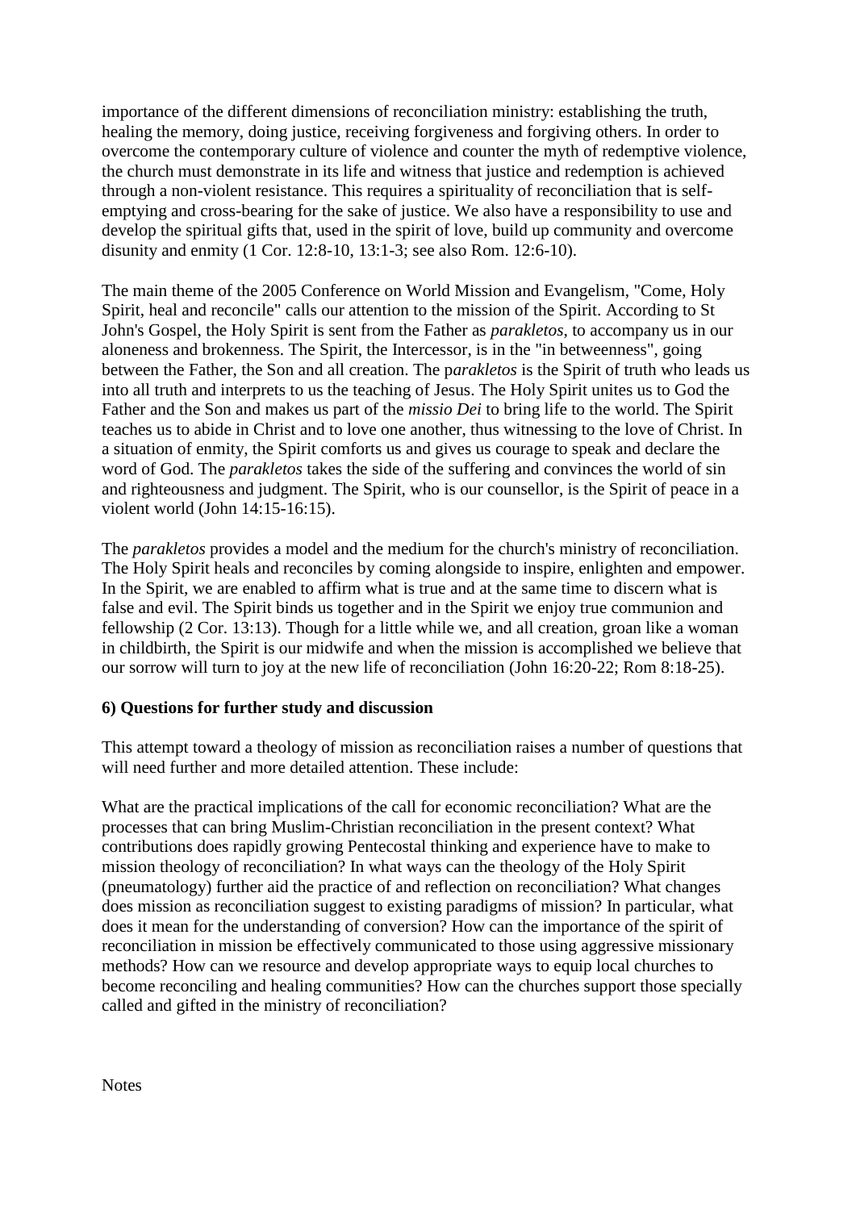importance of the different dimensions of reconciliation ministry: establishing the truth, healing the memory, doing justice, receiving forgiveness and forgiving others. In order to overcome the contemporary culture of violence and counter the myth of redemptive violence, the church must demonstrate in its life and witness that justice and redemption is achieved through a non-violent resistance. This requires a spirituality of reconciliation that is self-emptying and cross-bearing for the sake of justice. We also have a responsibility to use and develop the spiritual gifts that, used in the spirit of love, build up community and overcome disunity and enmity (1 Cor. 12:8-10, 13:1-3; see also Rom. 12:6-10).

The main theme of the 2005 Conference on World Mission and Evangelism, "Come, Holy Spirit, heal and reconcile" calls our attention to the mission of the Spirit. According to St John's Gospel, the Holy Spirit is sent from the Father as *parakletos*, to accompany us in our aloneness and brokenness. The Spirit, the Intercessor, is in the "in betweenness", going between the Father, the Son and all creation. The p*arakletos* is the Spirit of truth who leads us into all truth and interprets to us the teaching of Jesus. The Holy Spirit unites us to God the Father and the Son and makes us part of the *missio Dei* to bring life to the world. The Spirit teaches us to abide in Christ and to love one another, thus witnessing to the love of Christ. In a situation of enmity, the Spirit comforts us and gives us courage to speak and declare the word of God. The *parakletos* takes the side of the suffering and convinces the world of sin and righteousness and judgment. The Spirit, who is our counsellor, is the Spirit of peace in a violent world (John 14:15-16:15).

The *parakletos* provides a model and the medium for the church's ministry of reconciliation. The Holy Spirit heals and reconciles by coming alongside to inspire, enlighten and empower. In the Spirit, we are enabled to affirm what is true and at the same time to discern what is false and evil. The Spirit binds us together and in the Spirit we enjoy true communion and fellowship (2 Cor. 13:13). Though for a little while we, and all creation, groan like a woman in childbirth, the Spirit is our midwife and when the mission is accomplished we believe that our sorrow will turn to joy at the new life of reconciliation (John 16:20-22; Rom 8:18-25).

**6) Questions for further study and discussion**

This attempt toward a theology of mission as reconciliation raises a number of questions that will need further and more detailed attention. These include:

What are the practical implications of the call for economic reconciliation? What are the processes that can bring Muslim-Christian reconciliation in the present context? What contributions does rapidly growing Pentecostal thinking and experience have to make to mission theology of reconciliation? In what ways can the theology of the Holy Spirit (pneumatology) further aid the practice of and reflection on reconciliation? What changes does mission as reconciliation suggest to existing paradigms of mission? In particular, what does it mean for the understanding of conversion? How can the importance of the spirit of reconciliation in mission be effectively communicated to those using aggressive missionary methods? How can we resource and develop appropriate ways to equip local churches to become reconciling and healing communities? How can the churches support those specially called and gifted in the ministry of reconciliation?

Notes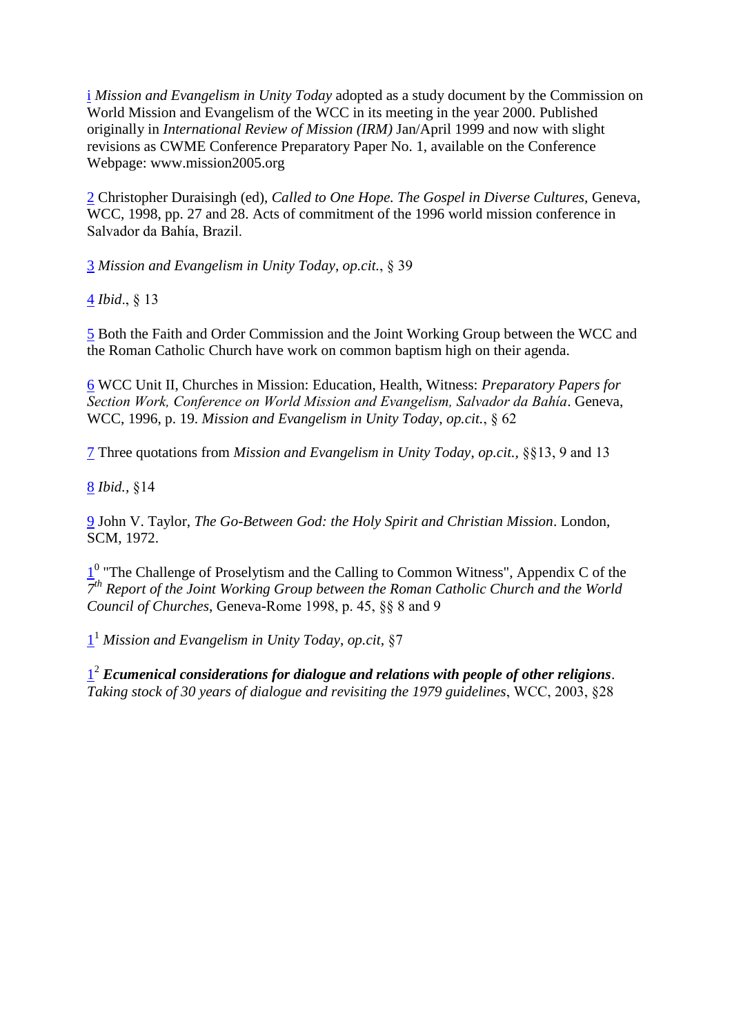i *Mission and Evangelism in Unity Today* adopted as a study document by the Commission on World Mission and Evangelism of the WCC in its meeting in the year 2000. Published originally in *International Review of Mission (IRM)* Jan/April 1999 and now with slight revisions as CWME Conference Preparatory Paper No. 1, available on the Conference Webpage: www.mission2005.org

2 Christopher Duraisingh (ed), *Called to One Hope. The Gospel in Diverse Cultures,* Geneva, WCC, 1998, pp. 27 and 28. Acts of commitment of the 1996 world mission conference in Salvador da Bahía, Brazil.

3 *Mission and Evangelism in Unity Today*, *op.cit.*, § 39

4 *Ibid*., § 13

5 Both the Faith and Order Commission and the Joint Working Group between the WCC and the Roman Catholic Church have work on common baptism high on their agenda.

6 WCC Unit II, Churches in Mission: Education, Health, Witness: *Preparatory Papers for Section Work, Conference on World Mission and Evangelism, Salvador da Bahía*. Geneva, WCC, 1996, p. 19. *Mission and Evangelism in Unity Today, op.cit.*, § 62

7 Three quotations from *Mission and Evangelism in Unity Today*, *op.cit.,* §§13, 9 and 13

8 *Ibid.*, §14

9 John V. Taylor, *The Go-Between God: the Holy Spirit and Christian Mission*. London, SCM, 1972.

10 "The Challenge of Proselytism and the Calling to Common Witness", Appendix C of the *7th Report of the Joint Working Group between the Roman Catholic Church and the World Council of Churches*, Geneva-Rome 1998, p. 45, §§ 8 and 9

11 *Mission and Evangelism in Unity Today*, *op.cit,* §7

12 ***Ecumenical considerations for dialogue and relations with people of other religions***. *Taking stock of 30 years of dialogue and revisiting the 1979 guidelines*, WCC, 2003, §28